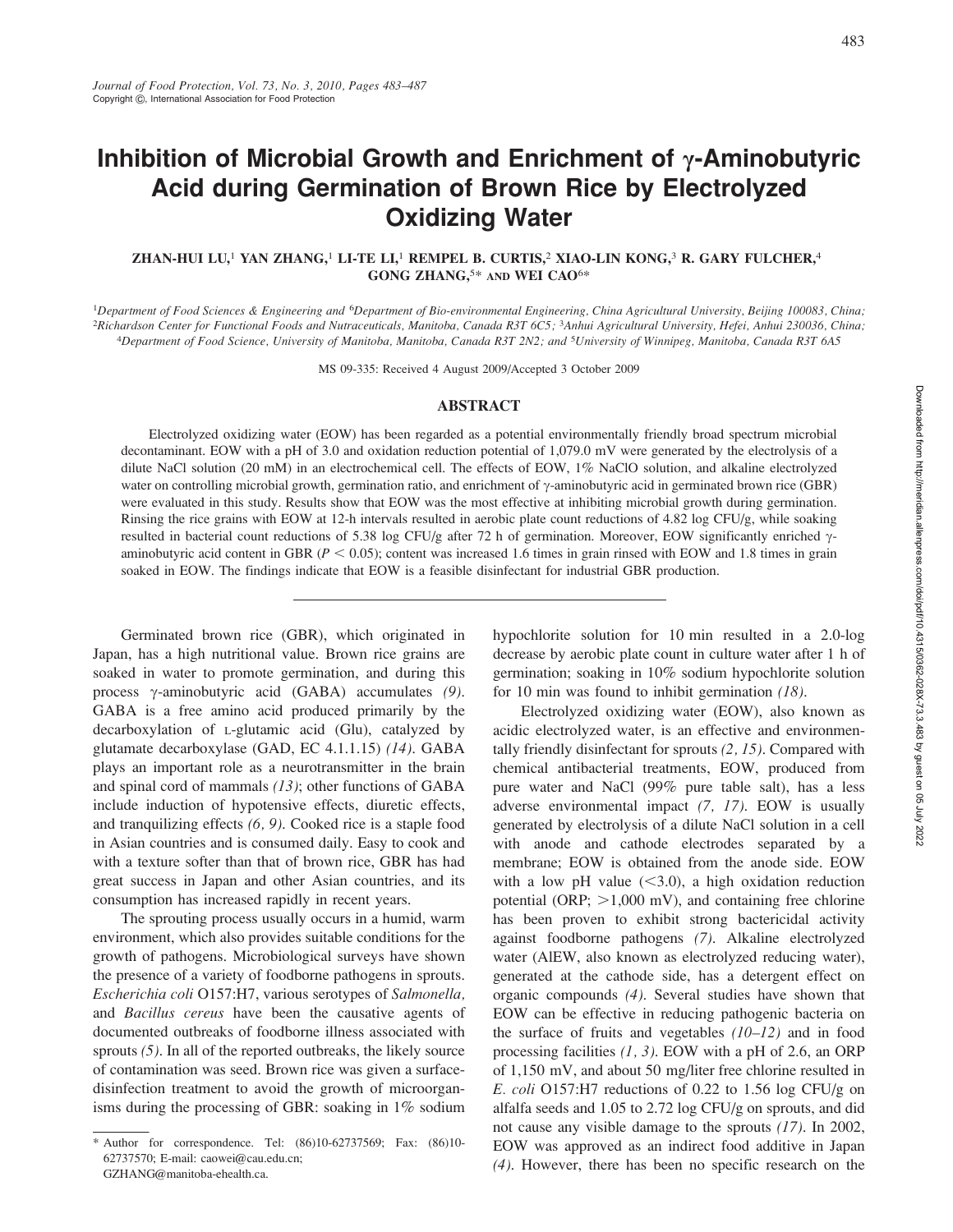# Inhibition of Microbial Growth and Enrichment of γ-Aminobutyric Acid during Germination of Brown Rice by Electrolyzed Oxidizing Water

ZHAN-HUI LU,[1] YAN ZHANG,[1] LI-TE LI,[1] REMPEL B. CURTIS,[2] XIAO-LIN KONG,[3] R. GARY FULCHER,[4] GONG ZHANG,[5]* AND WEI CAO[6]*

[1]Department of Food Sciences & Engineering and [6]Department of Bio-environmental Engineering, China Agricultural University, Beijing 100083, China; [2]Richardson Center for Functional Foods and Nutraceuticals, Manitoba, Canada R3T 6C5; [3]Anhui Agricultural University, Hefei, Anhui 230036, China; [4]Department of Food Science, University of Manitoba, Manitoba, Canada R3T 2N2; and [5]University of Winnipeg, Manitoba, Canada R3T 6A5

MS 09-335: Received 4 August 2009/Accepted 3 October 2009

## ABSTRACT

Electrolyzed oxidizing water (EOW) has been regarded as a potential environmentally friendly broad spectrum microbial decontaminant. EOW with a pH of 3.0 and oxidation reduction potential of 1,079.0 mV were generated by the electrolysis of a dilute NaCl solution (20 mM) in an electrochemical cell. The effects of EOW, 1% NaClO solution, and alkaline electrolyzed water on controlling microbial growth, germination ratio, and enrichment of γ-aminobutyric acid in germinated brown rice (GBR) were evaluated in this study. Results show that EOW was the most effective at inhibiting microbial growth during germination. Rinsing the rice grains with EOW at 12-h intervals resulted in aerobic plate count reductions of 4.82 log CFU/g, while soaking resulted in bacterial count reductions of 5.38 log CFU/g after 72 h of germination. Moreover, EOW significantly enriched γ-aminobutyric acid content in GBR ($P < 0.05$); content was increased 1.6 times in grain rinsed with EOW and 1.8 times in grain soaked in EOW. The findings indicate that EOW is a feasible disinfectant for industrial GBR production.

---

Germinated brown rice (GBR), which originated in Japan, has a high nutritional value. Brown rice grains are soaked in water to promote germination, and during this process γ-aminobutyric acid (GABA) accumulates *(9)*. GABA is a free amino acid produced primarily by the decarboxylation of L-glutamic acid (Glu), catalyzed by glutamate decarboxylase (GAD, EC 4.1.1.15) *(14)*. GABA plays an important role as a neurotransmitter in the brain and spinal cord of mammals *(13)*; other functions of GABA include induction of hypotensive effects, diuretic effects, and tranquilizing effects *(6, 9)*. Cooked rice is a staple food in Asian countries and is consumed daily. Easy to cook and with a texture softer than that of brown rice, GBR has had great success in Japan and other Asian countries, and its consumption has increased rapidly in recent years.

The sprouting process usually occurs in a humid, warm environment, which also provides suitable conditions for the growth of pathogens. Microbiological surveys have shown the presence of a variety of foodborne pathogens in sprouts. *Escherichia coli* O157:H7, various serotypes of *Salmonella*, and *Bacillus cereus* have been the causative agents of documented outbreaks of foodborne illness associated with sprouts *(5)*. In all of the reported outbreaks, the likely source of contamination was seed. Brown rice was given a surface-disinfection treatment to avoid the growth of microorganisms during the processing of GBR: soaking in 1% sodium hypochlorite solution for 10 min resulted in a 2.0-log decrease by aerobic plate count in culture water after 1 h of germination; soaking in 10% sodium hypochlorite solution for 10 min was found to inhibit germination *(18)*.

Electrolyzed oxidizing water (EOW), also known as acidic electrolyzed water, is an effective and environmentally friendly disinfectant for sprouts *(2, 15)*. Compared with chemical antibacterial treatments, EOW, produced from pure water and NaCl (99% pure table salt), has a less adverse environmental impact *(7, 17)*. EOW is usually generated by electrolysis of a dilute NaCl solution in a cell with anode and cathode electrodes separated by a membrane; EOW is obtained from the anode side. EOW with a low pH value (<3.0), a high oxidation reduction potential (ORP; >1,000 mV), and containing free chlorine has been proven to exhibit strong bactericidal activity against foodborne pathogens *(7)*. Alkaline electrolyzed water (AlEW, also known as electrolyzed reducing water), generated at the cathode side, has a detergent effect on organic compounds *(4)*. Several studies have shown that EOW can be effective in reducing pathogenic bacteria on the surface of fruits and vegetables *(10–12)* and in food processing facilities *(1, 3)*. EOW with a pH of 2.6, an ORP of 1,150 mV, and about 50 mg/liter free chlorine resulted in *E. coli* O157:H7 reductions of 0.22 to 1.56 log CFU/g on alfalfa seeds and 1.05 to 2.72 log CFU/g on sprouts, and did not cause any visible damage to the sprouts *(17)*. In 2002, EOW was approved as an indirect food additive in Japan *(4)*. However, there has been no specific research on the

\* Author for correspondence. Tel: (86)10-62737569; Fax: (86)10-62737570; E-mail: caowei@cau.edu.cn; GZHANG@manitoba-ehealth.ca.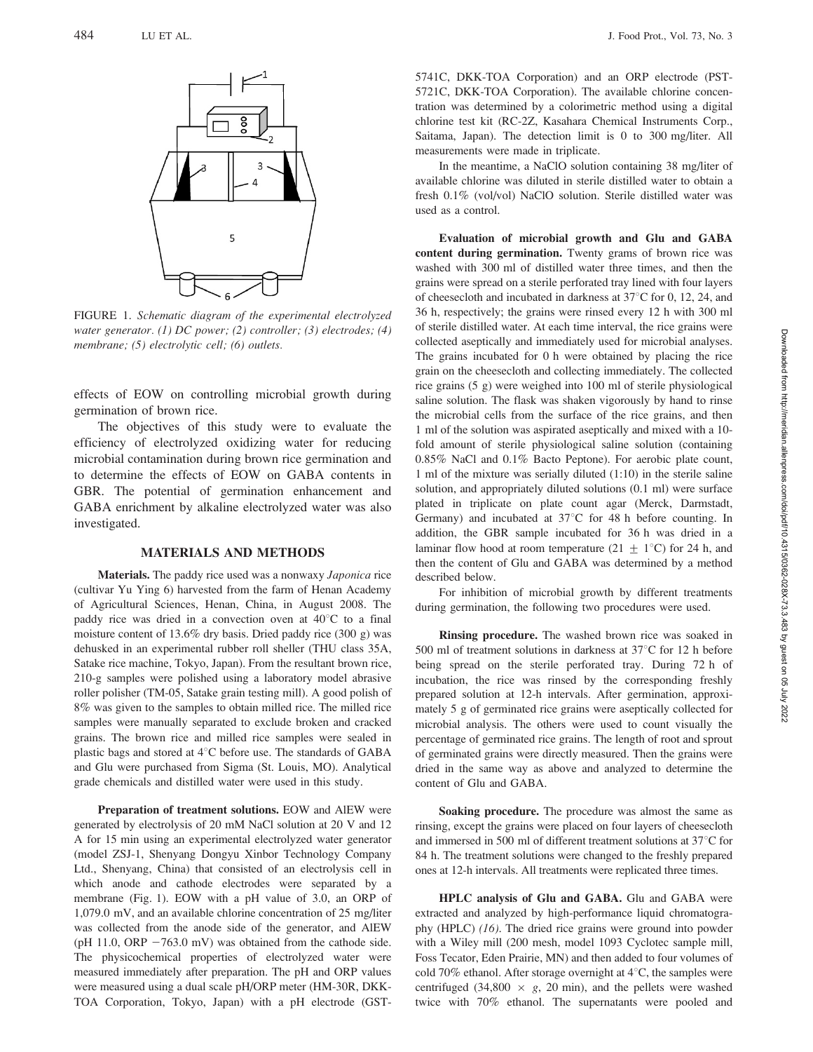FIGURE 1. *Schematic diagram of the experimental electrolyzed water generator. (1) DC power; (2) controller; (3) electrodes; (4) membrane; (5) electrolytic cell; (6) outlets.*

effects of EOW on controlling microbial growth during germination of brown rice.

The objectives of this study were to evaluate the efficiency of electrolyzed oxidizing water for reducing microbial contamination during brown rice germination and to determine the effects of EOW on GABA contents in GBR. The potential of germination enhancement and GABA enrichment by alkaline electrolyzed water was also investigated.

## MATERIALS AND METHODS

**Materials.** The paddy rice used was a nonwaxy *Japonica* rice (cultivar Yu Ying 6) harvested from the farm of Henan Academy of Agricultural Sciences, Henan, China, in August 2008. The paddy rice was dried in a convection oven at 40°C to a final moisture content of 13.6% dry basis. Dried paddy rice (300 g) was dehusked in an experimental rubber roll sheller (THU class 35A, Satake rice machine, Tokyo, Japan). From the resultant brown rice, 210-g samples were polished using a laboratory model abrasive roller polisher (TM-05, Satake grain testing mill). A good polish of 8% was given to the samples to obtain milled rice. The milled rice samples were manually separated to exclude broken and cracked grains. The brown rice and milled rice samples were sealed in plastic bags and stored at 4°C before use. The standards of GABA and Glu were purchased from Sigma (St. Louis, MO). Analytical grade chemicals and distilled water were used in this study.

**Preparation of treatment solutions.** EOW and AlEW were generated by electrolysis of 20 mM NaCl solution at 20 V and 12 A for 15 min using an experimental electrolyzed water generator (model ZSJ-1, Shenyang Dongyu Xinbor Technology Company Ltd., Shenyang, China) that consisted of an electrolysis cell in which anode and cathode electrodes were separated by a membrane (Fig. 1). EOW with a pH value of 3.0, an ORP of 1,079.0 mV, and an available chlorine concentration of 25 mg/liter was collected from the anode side of the generator, and AlEW (pH 11.0, ORP −763.0 mV) was obtained from the cathode side. The physicochemical properties of electrolyzed water were measured immediately after preparation. The pH and ORP values were measured using a dual scale pH/ORP meter (HM-30R, DKK-TOA Corporation, Tokyo, Japan) with a pH electrode (GST-5741C, DKK-TOA Corporation) and an ORP electrode (PST-5721C, DKK-TOA Corporation). The available chlorine concentration was determined by a colorimetric method using a digital chlorine test kit (RC-2Z, Kasahara Chemical Instruments Corp., Saitama, Japan). The detection limit is 0 to 300 mg/liter. All measurements were made in triplicate.

In the meantime, a NaClO solution containing 38 mg/liter of available chlorine was diluted in sterile distilled water to obtain a fresh 0.1% (vol/vol) NaClO solution. Sterile distilled water was used as a control.

**Evaluation of microbial growth and Glu and GABA content during germination.** Twenty grams of brown rice was washed with 300 ml of distilled water three times, and then the grains were spread on a sterile perforated tray lined with four layers of cheesecloth and incubated in darkness at 37°C for 0, 12, 24, and 36 h, respectively; the grains were rinsed every 12 h with 300 ml of sterile distilled water. At each time interval, the rice grains were collected aseptically and immediately used for microbial analyses. The grains incubated for 0 h were obtained by placing the rice grain on the cheesecloth and collecting immediately. The collected rice grains (5 g) were weighed into 100 ml of sterile physiological saline solution. The flask was shaken vigorously by hand to rinse the microbial cells from the surface of the rice grains, and then 1 ml of the solution was aspirated aseptically and mixed with a 10-fold amount of sterile physiological saline solution (containing 0.85% NaCl and 0.1% Bacto Peptone). For aerobic plate count, 1 ml of the mixture was serially diluted (1:10) in the sterile saline solution, and appropriately diluted solutions (0.1 ml) were surface plated in triplicate on plate count agar (Merck, Darmstadt, Germany) and incubated at 37°C for 48 h before counting. In addition, the GBR sample incubated for 36 h was dried in a laminar flow hood at room temperature (21 ± 1°C) for 24 h, and then the content of Glu and GABA was determined by a method described below.

For inhibition of microbial growth by different treatments during germination, the following two procedures were used.

**Rinsing procedure.** The washed brown rice was soaked in 500 ml of treatment solutions in darkness at 37°C for 12 h before being spread on the sterile perforated tray. During 72 h of incubation, the rice was rinsed by the corresponding freshly prepared solution at 12-h intervals. After germination, approximately 5 g of germinated rice grains were aseptically collected for microbial analysis. The others were used to count visually the percentage of germinated rice grains. The length of root and sprout of germinated grains were directly measured. Then the grains were dried in the same way as above and analyzed to determine the content of Glu and GABA.

**Soaking procedure.** The procedure was almost the same as rinsing, except the grains were placed on four layers of cheesecloth and immersed in 500 ml of different treatment solutions at 37°C for 84 h. The treatment solutions were changed to the freshly prepared ones at 12-h intervals. All treatments were replicated three times.

**HPLC analysis of Glu and GABA.** Glu and GABA were extracted and analyzed by high-performance liquid chromatography (HPLC) *(16)*. The dried rice grains were ground into powder with a Wiley mill (200 mesh, model 1093 Cyclotec sample mill, Foss Tecator, Eden Prairie, MN) and then added to four volumes of cold 70% ethanol. After storage overnight at 4°C, the samples were centrifuged (34,800 × *g*, 20 min), and the pellets were washed twice with 70% ethanol. The supernatants were pooled and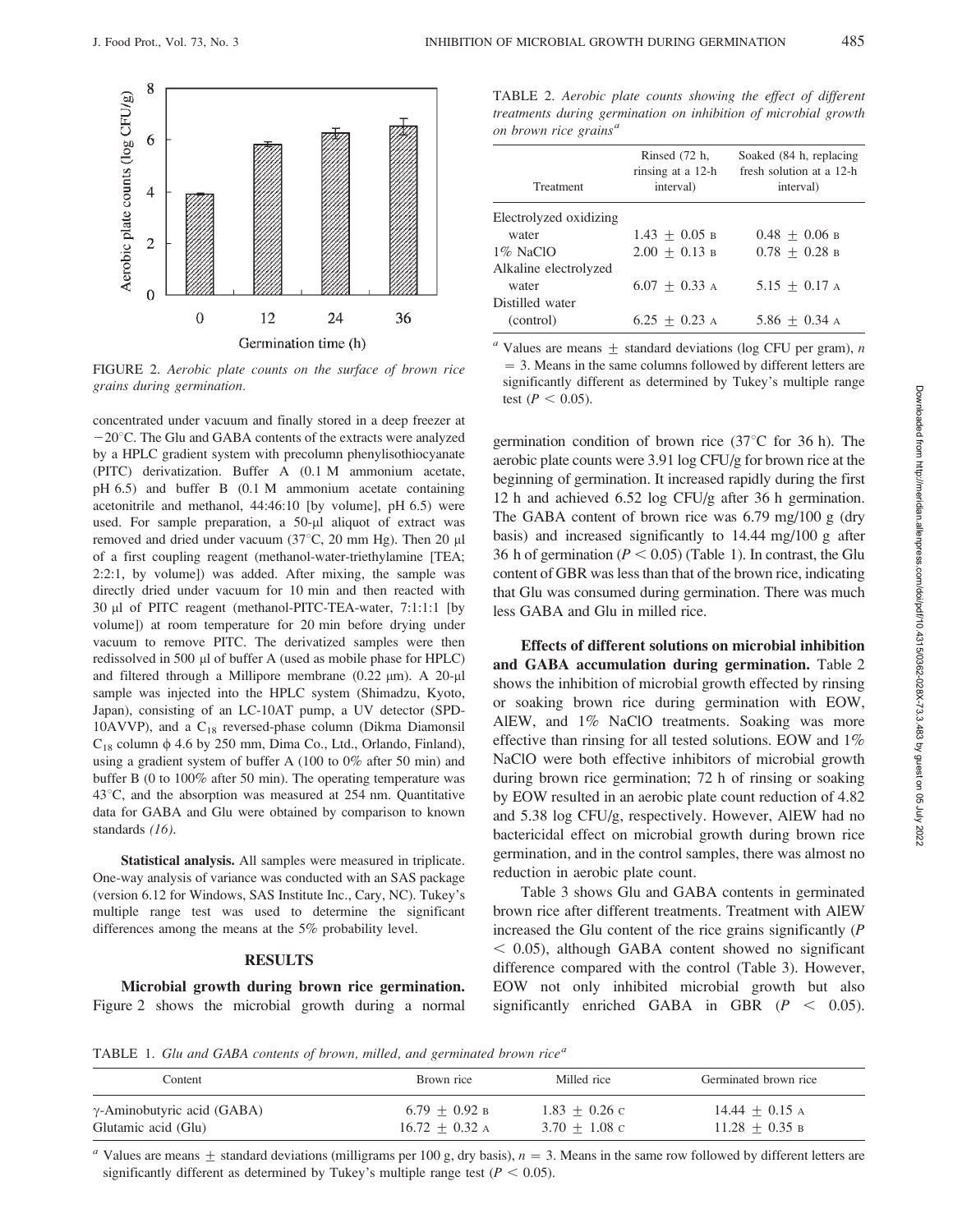FIGURE 2. *Aerobic plate counts on the surface of brown rice grains during germination.*

concentrated under vacuum and finally stored in a deep freezer at −20°C. The Glu and GABA contents of the extracts were analyzed by a HPLC gradient system with precolumn phenylisothiocyanate (PITC) derivatization. Buffer A (0.1 M ammonium acetate, pH 6.5) and buffer B (0.1 M ammonium acetate containing acetonitrile and methanol, 44:46:10 [by volume], pH 6.5) were used. For sample preparation, a 50-μl aliquot of extract was removed and dried under vacuum (37°C, 20 mm Hg). Then 20 μl of a first coupling reagent (methanol-water-triethylamine [TEA; 2:2:1, by volume]) was added. After mixing, the sample was directly dried under vacuum for 10 min and then reacted with 30 μl of PITC reagent (methanol-PITC-TEA-water, 7:1:1:1 [by volume]) at room temperature for 20 min before drying under vacuum to remove PITC. The derivatized samples were then redissolved in 500 μl of buffer A (used as mobile phase for HPLC) and filtered through a Millipore membrane (0.22 μm). A 20-μl sample was injected into the HPLC system (Shimadzu, Kyoto, Japan), consisting of an LC-10AT pump, a UV detector (SPD-10AVVP), and a $C_{18}$ reversed-phase column (Dikma Diamonsil $C_{18}$ column ϕ 4.6 by 250 mm, Dima Co., Ltd., Orlando, Finland), using a gradient system of buffer A (100 to 0% after 50 min) and buffer B (0 to 100% after 50 min). The operating temperature was 43°C, and the absorption was measured at 254 nm. Quantitative data for GABA and Glu were obtained by comparison to known standards *(16)*.

**Statistical analysis.** All samples were measured in triplicate. One-way analysis of variance was conducted with an SAS package (version 6.12 for Windows, SAS Institute Inc., Cary, NC). Tukey's multiple range test was used to determine the significant differences among the means at the 5% probability level.

## RESULTS

**Microbial growth during brown rice germination.** Figure 2 shows the microbial growth during a normal germination condition of brown rice (37°C for 36 h). The aerobic plate counts were 3.91 log CFU/g for brown rice at the beginning of germination. It increased rapidly during the first 12 h and achieved 6.52 log CFU/g after 36 h germination. The GABA content of brown rice was 6.79 mg/100 g (dry basis) and increased significantly to 14.44 mg/100 g after 36 h of germination ($P < 0.05$) (Table 1). In contrast, the Glu content of GBR was less than that of the brown rice, indicating that Glu was consumed during germination. There was much less GABA and Glu in milled rice.

**Effects of different solutions on microbial inhibition and GABA accumulation during germination.** Table 2 shows the inhibition of microbial growth effected by rinsing or soaking brown rice during germination with EOW, AlEW, and 1% NaClO treatments. Soaking was more effective than rinsing for all tested solutions. EOW and 1% NaClO were both effective inhibitors of microbial growth during brown rice germination; 72 h of rinsing or soaking by EOW resulted in an aerobic plate count reduction of 4.82 and 5.38 log CFU/g, respectively. However, AlEW had no bactericidal effect on microbial growth during brown rice germination, and in the control samples, there was almost no reduction in aerobic plate count.

Table 3 shows Glu and GABA contents in germinated brown rice after different treatments. Treatment with AlEW increased the Glu content of the rice grains significantly ($P < 0.05$), although GABA content showed no significant difference compared with the control (Table 3). However, EOW not only inhibited microbial growth but also significantly enriched GABA in GBR ($P < 0.05$).

TABLE 2. *Aerobic plate counts showing the effect of different treatments during germination on inhibition of microbial growth on brown rice grains*[a]

| Treatment | Rinsed (72 h, rinsing at a 12-h interval) | Soaked (84 h, replacing fresh solution at a 12-h interval) |
|---|---|---|
| Electrolyzed oxidizing water | 1.43 ± 0.05 B | 0.48 ± 0.06 B |
| 1% NaClO | 2.00 ± 0.13 B | 0.78 ± 0.28 B |
| Alkaline electrolyzed water | 6.07 ± 0.33 A | 5.15 ± 0.17 A |
| Distilled water (control) | 6.25 ± 0.23 A | 5.86 ± 0.34 A |

[a] Values are means ± standard deviations (log CFU per gram), $n = 3$. Means in the same columns followed by different letters are significantly different as determined by Tukey's multiple range test ($P < 0.05$).

TABLE 1. *Glu and GABA contents of brown, milled, and germinated brown rice*[a]

| Content | Brown rice | Milled rice | Germinated brown rice |
|---|---|---|---|
| γ-Aminobutyric acid (GABA) | 6.79 ± 0.92 B | 1.83 ± 0.26 C | 14.44 ± 0.15 A |
| Glutamic acid (Glu) | 16.72 ± 0.32 A | 3.70 ± 1.08 C | 11.28 ± 0.35 B |

[a] Values are means ± standard deviations (milligrams per 100 g, dry basis), $n = 3$. Means in the same row followed by different letters are significantly different as determined by Tukey's multiple range test ($P < 0.05$).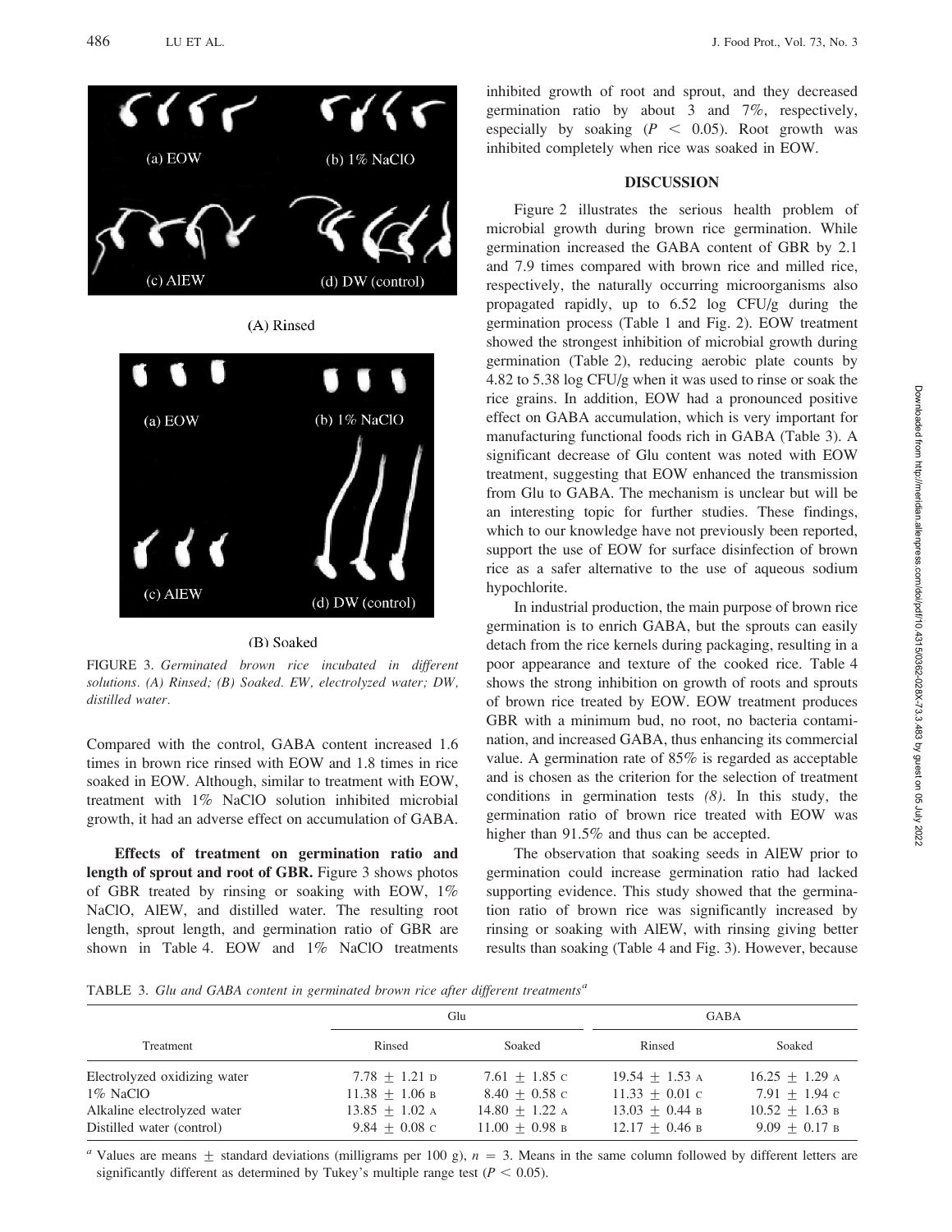(A) Rinsed

(B) Soaked

FIGURE 3. *Germinated brown rice incubated in different solutions. (A) Rinsed; (B) Soaked. EW, electrolyzed water; DW, distilled water.*

Compared with the control, GABA content increased 1.6 times in brown rice rinsed with EOW and 1.8 times in rice soaked in EOW. Although, similar to treatment with EOW, treatment with 1% NaClO solution inhibited microbial growth, it had an adverse effect on accumulation of GABA.

**Effects of treatment on germination ratio and length of sprout and root of GBR.** Figure 3 shows photos of GBR treated by rinsing or soaking with EOW, 1% NaClO, AlEW, and distilled water. The resulting root length, sprout length, and germination ratio of GBR are shown in Table 4. EOW and 1% NaClO treatments inhibited growth of root and sprout, and they decreased germination ratio by about 3 and 7%, respectively, especially by soaking ($P < 0.05$). Root growth was inhibited completely when rice was soaked in EOW.

## DISCUSSION

Figure 2 illustrates the serious health problem of microbial growth during brown rice germination. While germination increased the GABA content of GBR by 2.1 and 7.9 times compared with brown rice and milled rice, respectively, the naturally occurring microorganisms also propagated rapidly, up to 6.52 log CFU/g during the germination process (Table 1 and Fig. 2). EOW treatment showed the strongest inhibition of microbial growth during germination (Table 2), reducing aerobic plate counts by 4.82 to 5.38 log CFU/g when it was used to rinse or soak the rice grains. In addition, EOW had a pronounced positive effect on GABA accumulation, which is very important for manufacturing functional foods rich in GABA (Table 3). A significant decrease of Glu content was noted with EOW treatment, suggesting that EOW enhanced the transmission from Glu to GABA. The mechanism is unclear but will be an interesting topic for further studies. These findings, which to our knowledge have not previously been reported, support the use of EOW for surface disinfection of brown rice as a safer alternative to the use of aqueous sodium hypochlorite.

In industrial production, the main purpose of brown rice germination is to enrich GABA, but the sprouts can easily detach from the rice kernels during packaging, resulting in a poor appearance and texture of the cooked rice. Table 4 shows the strong inhibition on growth of roots and sprouts of brown rice treated by EOW. EOW treatment produces GBR with a minimum bud, no root, no bacteria contamination, and increased GABA, thus enhancing its commercial value. A germination rate of 85% is regarded as acceptable and is chosen as the criterion for the selection of treatment conditions in germination tests *(8)*. In this study, the germination ratio of brown rice treated with EOW was higher than 91.5% and thus can be accepted.

The observation that soaking seeds in AlEW prior to germination could increase germination ratio had lacked supporting evidence. This study showed that the germination ratio of brown rice was significantly increased by rinsing or soaking with AlEW, with rinsing giving better results than soaking (Table 4 and Fig. 3). However, because

TABLE 3. *Glu and GABA content in germinated brown rice after different treatments*[a]

| Treatment | Glu | | GABA | |
|---|---|---|---|---|
| | Rinsed | Soaked | Rinsed | Soaked |
| Electrolyzed oxidizing water | 7.78 ± 1.21 D | 7.61 ± 1.85 C | 19.54 ± 1.53 A | 16.25 ± 1.29 A |
| 1% NaClO | 11.38 ± 1.06 B | 8.40 ± 0.58 C | 11.33 ± 0.01 C | 7.91 ± 1.94 C |
| Alkaline electrolyzed water | 13.85 ± 1.02 A | 14.80 ± 1.22 A | 13.03 ± 0.44 B | 10.52 ± 1.63 B |
| Distilled water (control) | 9.84 ± 0.08 C | 11.00 ± 0.98 B | 12.17 ± 0.46 B | 9.09 ± 0.17 B |

[a] Values are means ± standard deviations (milligrams per 100 g), $n = 3$. Means in the same column followed by different letters are significantly different as determined by Tukey's multiple range test ($P < 0.05$).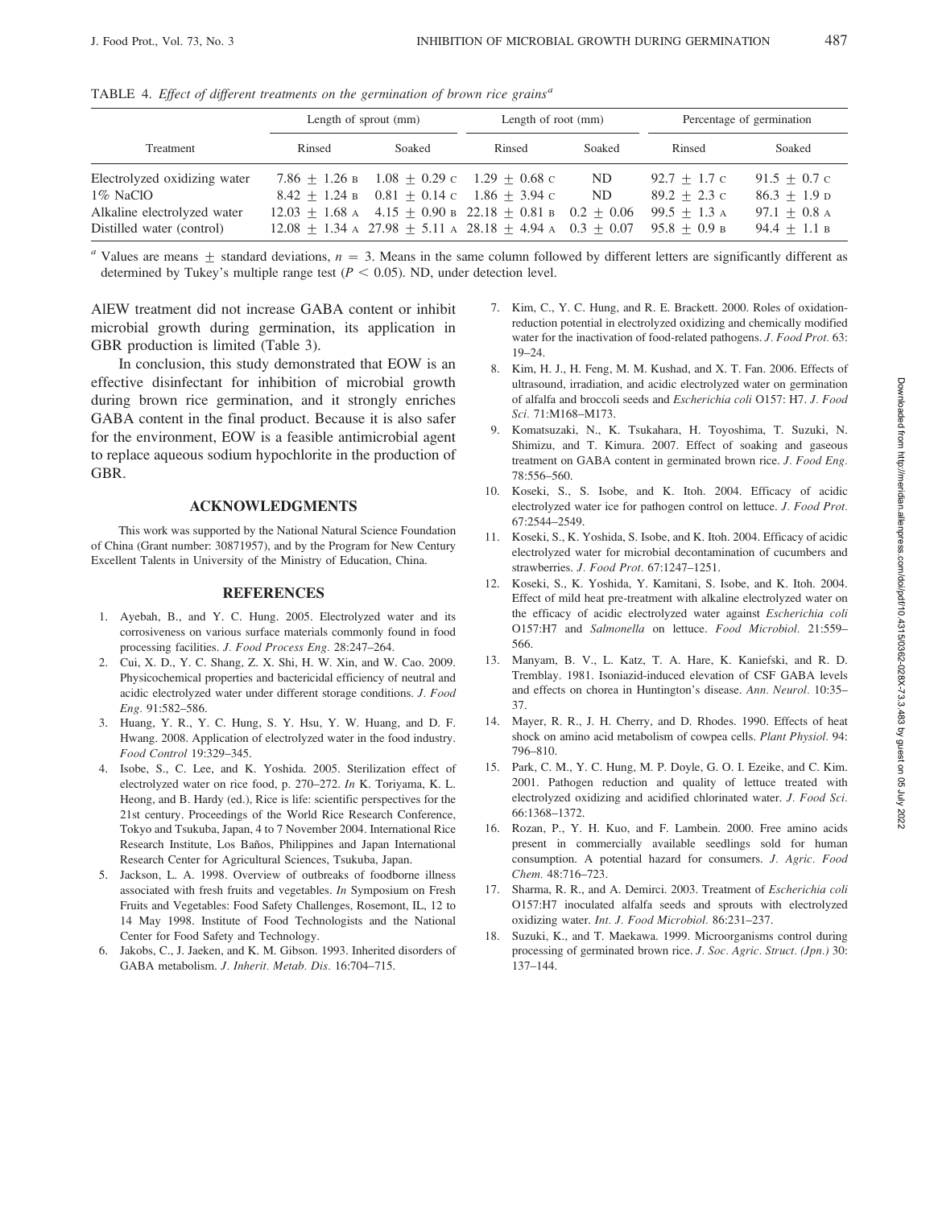TABLE 4. *Effect of different treatments on the germination of brown rice grains*[a]

| Treatment | Length of sprout (mm) | | Length of root (mm) | | Percentage of germination | |
|---|---|---|---|---|---|---|
| | Rinsed | Soaked | Rinsed | Soaked | Rinsed | Soaked |
| Electrolyzed oxidizing water | 7.86 ± 1.26 B | 1.08 ± 0.29 C | 1.29 ± 0.68 C | ND | 92.7 ± 1.7 C | 91.5 ± 0.7 C |
| 1% NaClO | 8.42 ± 1.24 B | 0.81 ± 0.14 C | 1.86 ± 3.94 C | ND | 89.2 ± 2.3 C | 86.3 ± 1.9 D |
| Alkaline electrolyzed water | 12.03 ± 1.68 A | 4.15 ± 0.90 B | 22.18 ± 0.81 B | 0.2 ± 0.06 | 99.5 ± 1.3 A | 97.1 ± 0.8 A |
| Distilled water (control) | 12.08 ± 1.34 A | 27.98 ± 5.11 A | 28.18 ± 4.94 A | 0.3 ± 0.07 | 95.8 ± 0.9 B | 94.4 ± 1.1 B |

[a] Values are means ± standard deviations, $n = 3$. Means in the same column followed by different letters are significantly different as determined by Tukey's multiple range test ($P < 0.05$). ND, under detection level.

AlEW treatment did not increase GABA content or inhibit microbial growth during germination, its application in GBR production is limited (Table 3).

In conclusion, this study demonstrated that EOW is an effective disinfectant for inhibition of microbial growth during brown rice germination, and it strongly enriches GABA content in the final product. Because it is also safer for the environment, EOW is a feasible antimicrobial agent to replace aqueous sodium hypochlorite in the production of GBR.

## ACKNOWLEDGMENTS

This work was supported by the National Natural Science Foundation of China (Grant number: 30871957), and by the Program for New Century Excellent Talents in University of the Ministry of Education, China.

## REFERENCES

1. Ayebah, B., and Y. C. Hung. 2005. Electrolyzed water and its corrosiveness on various surface materials commonly found in food processing facilities. *J. Food Process Eng.* 28:247–264.
2. Cui, X. D., Y. C. Shang, Z. X. Shi, H. W. Xin, and W. Cao. 2009. Physicochemical properties and bactericidal efficiency of neutral and acidic electrolyzed water under different storage conditions. *J. Food Eng.* 91:582–586.
3. Huang, Y. R., Y. C. Hung, S. Y. Hsu, Y. W. Huang, and D. F. Hwang. 2008. Application of electrolyzed water in the food industry. *Food Control* 19:329–345.
4. Isobe, S., C. Lee, and K. Yoshida. 2005. Sterilization effect of electrolyzed water on rice food, p. 270–272. *In* K. Toriyama, K. L. Heong, and B. Hardy (ed.), Rice is life: scientific perspectives for the 21st century. Proceedings of the World Rice Research Conference, Tokyo and Tsukuba, Japan, 4 to 7 November 2004. International Rice Research Institute, Los Baños, Philippines and Japan International Research Center for Agricultural Sciences, Tsukuba, Japan.
5. Jackson, L. A. 1998. Overview of outbreaks of foodborne illness associated with fresh fruits and vegetables. *In* Symposium on Fresh Fruits and Vegetables: Food Safety Challenges, Rosemont, IL, 12 to 14 May 1998. Institute of Food Technologists and the National Center for Food Safety and Technology.
6. Jakobs, C., J. Jaeken, and K. M. Gibson. 1993. Inherited disorders of GABA metabolism. *J. Inherit. Metab. Dis.* 16:704–715.
7. Kim, C., Y. C. Hung, and R. E. Brackett. 2000. Roles of oxidation-reduction potential in electrolyzed oxidizing and chemically modified water for the inactivation of food-related pathogens. *J. Food Prot.* 63: 19–24.
8. Kim, H. J., H. Feng, M. M. Kushad, and X. T. Fan. 2006. Effects of ultrasound, irradiation, and acidic electrolyzed water on germination of alfalfa and broccoli seeds and *Escherichia coli* O157: H7. *J. Food Sci.* 71:M168–M173.
9. Komatsuzaki, N., K. Tsukahara, H. Toyoshima, T. Suzuki, N. Shimizu, and T. Kimura. 2007. Effect of soaking and gaseous treatment on GABA content in germinated brown rice. *J. Food Eng.* 78:556–560.
10. Koseki, S., S. Isobe, and K. Itoh. 2004. Efficacy of acidic electrolyzed water ice for pathogen control on lettuce. *J. Food Prot.* 67:2544–2549.
11. Koseki, S., K. Yoshida, S. Isobe, and K. Itoh. 2004. Efficacy of acidic electrolyzed water for microbial decontamination of cucumbers and strawberries. *J. Food Prot.* 67:1247–1251.
12. Koseki, S., K. Yoshida, Y. Kamitani, S. Isobe, and K. Itoh. 2004. Effect of mild heat pre-treatment with alkaline electrolyzed water on the efficacy of acidic electrolyzed water against *Escherichia coli* O157:H7 and *Salmonella* on lettuce. *Food Microbiol.* 21:559–566.
13. Manyam, B. V., L. Katz, T. A. Hare, K. Kaniefski, and R. D. Tremblay. 1981. Isoniazid-induced elevation of CSF GABA levels and effects on chorea in Huntington's disease. *Ann. Neurol.* 10:35–37.
14. Mayer, R. R., J. H. Cherry, and D. Rhodes. 1990. Effects of heat shock on amino acid metabolism of cowpea cells. *Plant Physiol.* 94: 796–810.
15. Park, C. M., Y. C. Hung, M. P. Doyle, G. O. I. Ezeike, and C. Kim. 2001. Pathogen reduction and quality of lettuce treated with electrolyzed oxidizing and acidified chlorinated water. *J. Food Sci.* 66:1368–1372.
16. Rozan, P., Y. H. Kuo, and F. Lambein. 2000. Free amino acids present in commercially available seedlings sold for human consumption. A potential hazard for consumers. *J. Agric. Food Chem.* 48:716–723.
17. Sharma, R. R., and A. Demirci. 2003. Treatment of *Escherichia coli* O157:H7 inoculated alfalfa seeds and sprouts with electrolyzed oxidizing water. *Int. J. Food Microbiol.* 86:231–237.
18. Suzuki, K., and T. Maekawa. 1999. Microorganisms control during processing of germinated brown rice. *J. Soc. Agric. Struct. (Jpn.)* 30: 137–144.